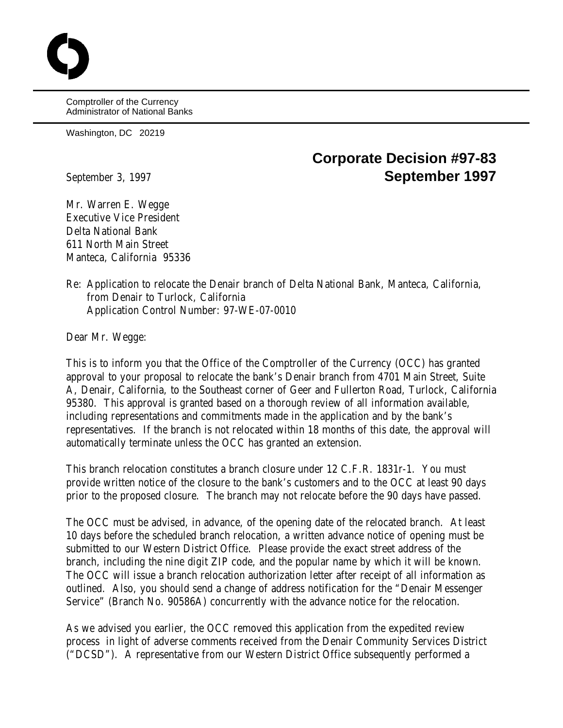Comptroller of the Currency
Administrator of National Banks

Washington, DC 20219

**Corporate Decision #97-83**
**September 1997**

September 3, 1997

Mr. Warren E. Wegge
Executive Vice President
Delta National Bank
611 North Main Street
Manteca, California 95336

Re: Application to relocate the Denair branch of Delta National Bank, Manteca, California, from Denair to Turlock, California
Application Control Number: 97-WE-07-0010

Dear Mr. Wegge:

This is to inform you that the Office of the Comptroller of the Currency (OCC) has granted approval to your proposal to relocate the bank's Denair branch from 4701 Main Street, Suite A, Denair, California, to the Southeast corner of Geer and Fullerton Road, Turlock, California 95380. This approval is granted based on a thorough review of all information available, including representations and commitments made in the application and by the bank's representatives. If the branch is not relocated within 18 months of this date, the approval will automatically terminate unless the OCC has granted an extension.

This branch relocation constitutes a branch closure under 12 C.F.R. 1831r-1. You must provide written notice of the closure to the bank's customers and to the OCC at least 90 days prior to the proposed closure. The branch may not relocate before the 90 days have passed.

The OCC must be advised, in advance, of the opening date of the relocated branch. At least 10 days before the scheduled branch relocation, a written advance notice of opening must be submitted to our Western District Office. Please provide the exact street address of the branch, including the nine digit ZIP code, and the popular name by which it will be known. The OCC will issue a branch relocation authorization letter after receipt of all information as outlined. Also, you should send a change of address notification for the "Denair Messenger Service" (Branch No. 90586A) concurrently with the advance notice for the relocation.

As we advised you earlier, the OCC removed this application from the expedited review process in light of adverse comments received from the Denair Community Services District ("DCSD"). A representative from our Western District Office subsequently performed a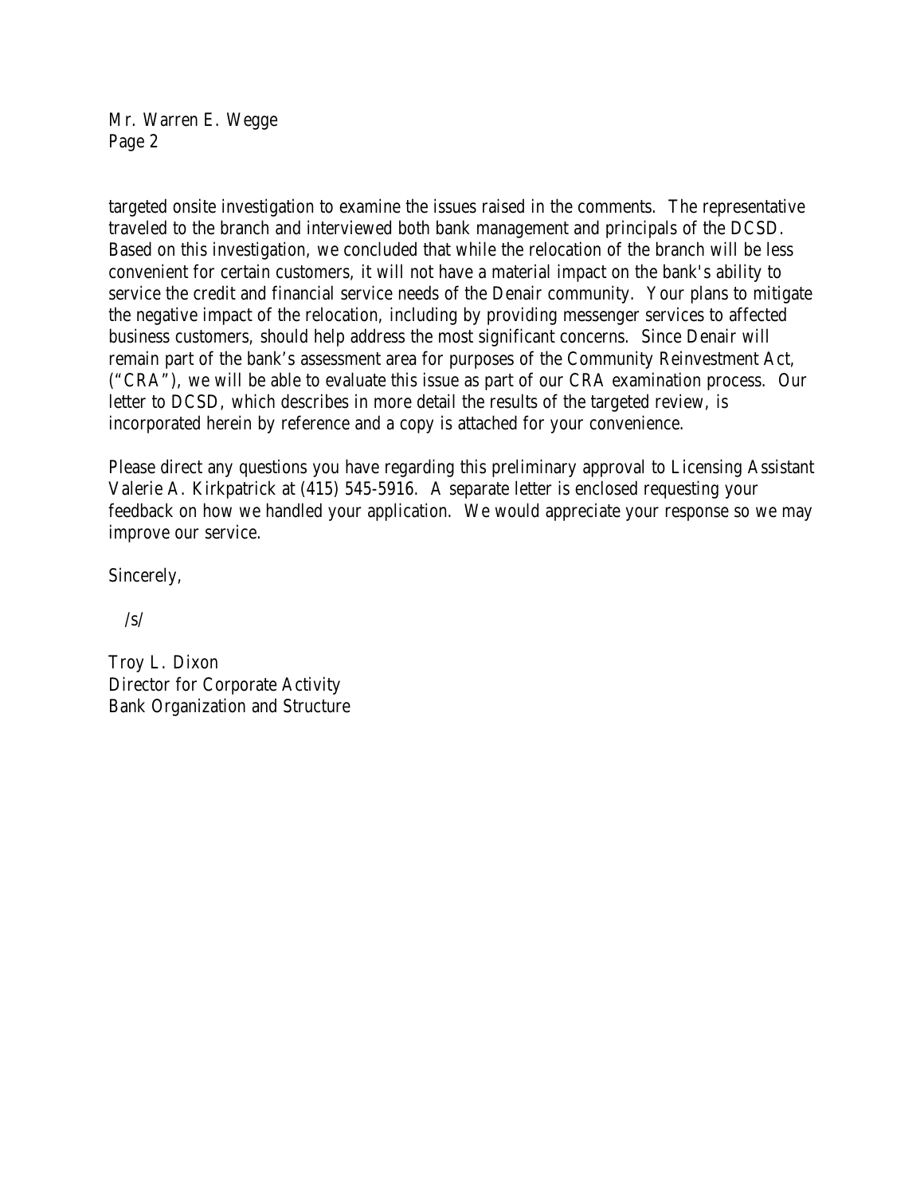targeted onsite investigation to examine the issues raised in the comments. The representative traveled to the branch and interviewed both bank management and principals of the DCSD. Based on this investigation, we concluded that while the relocation of the branch will be less convenient for certain customers, it will not have a material impact on the bank's ability to service the credit and financial service needs of the Denair community. Your plans to mitigate the negative impact of the relocation, including by providing messenger services to affected business customers, should help address the most significant concerns. Since Denair will remain part of the bank's assessment area for purposes of the Community Reinvestment Act, ("CRA"), we will be able to evaluate this issue as part of our CRA examination process. Our letter to DCSD, which describes in more detail the results of the targeted review, is incorporated herein by reference and a copy is attached for your convenience.

Please direct any questions you have regarding this preliminary approval to Licensing Assistant Valerie A. Kirkpatrick at (415) 545-5916. A separate letter is enclosed requesting your feedback on how we handled your application. We would appreciate your response so we may improve our service.

Sincerely,

/s/

Troy L. Dixon
Director for Corporate Activity
Bank Organization and Structure